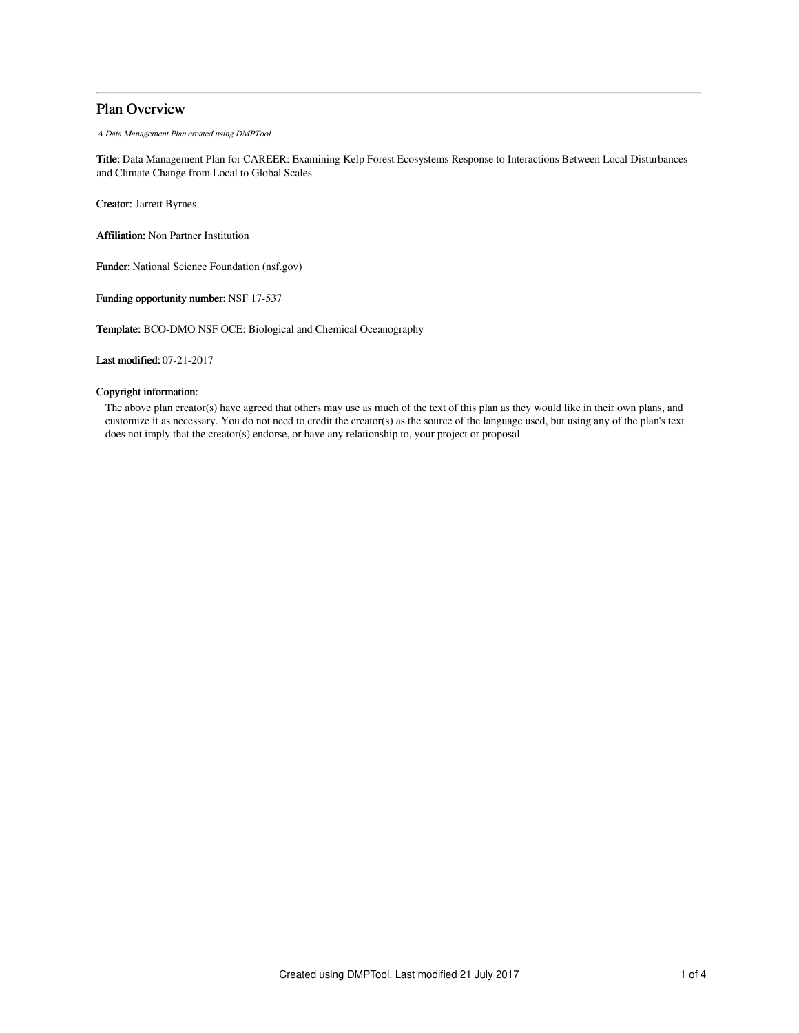# Plan Overview

*A Data Management Plan created using DMPTool*

**Title:** Data Management Plan for CAREER: Examining Kelp Forest Ecosystems Response to Interactions Between Local Disturbances and Climate Change from Local to Global Scales

**Creator:** Jarrett Byrnes

**Affiliation:** Non Partner Institution

**Funder:** National Science Foundation (nsf.gov)

**Funding opportunity number:** NSF 17-537

**Template:** BCO-DMO NSF OCE: Biological and Chemical Oceanography

**Last modified:** 07-21-2017

**Copyright information:**

The above plan creator(s) have agreed that others may use as much of the text of this plan as they would like in their own plans, and customize it as necessary. You do not need to credit the creator(s) as the source of the language used, but using any of the plan's text does not imply that the creator(s) endorse, or have any relationship to, your project or proposal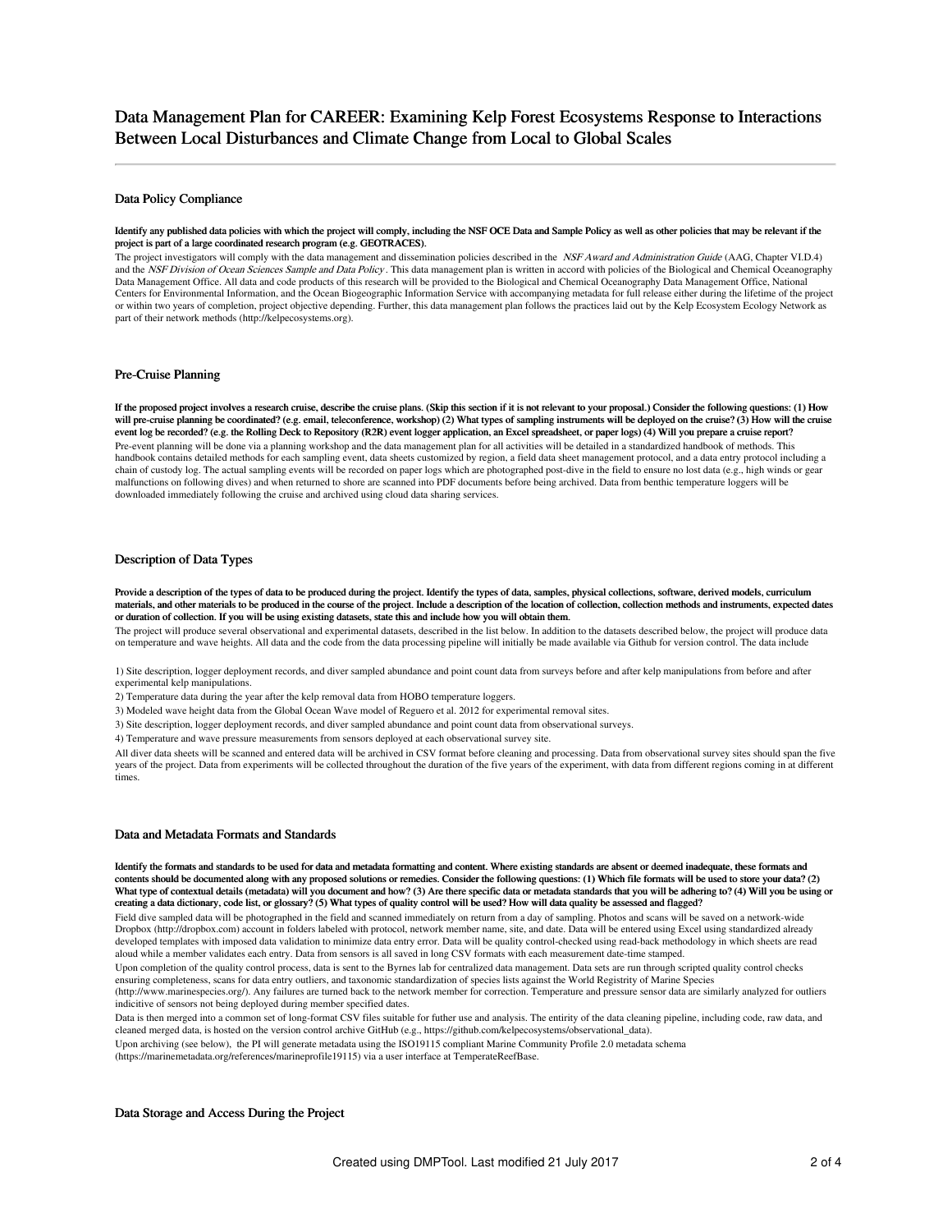# Data Management Plan for CAREER: Examining Kelp Forest Ecosystems Response to Interactions Between Local Disturbances and Climate Change from Local to Global Scales

## Data Policy Compliance

**Identify any published data policies with which the project will comply, including the NSF OCE Data and Sample Policy as well as other policies that may be relevant if the project is part of a large coordinated research program (e.g. GEOTRACES).**

The project investigators will comply with the data management and dissemination policies described in the *NSF Award and Administration Guide* (AAG, Chapter VI.D.4) and the *NSF Division of Ocean Sciences Sample and Data Policy*. This data management plan is written in accord with policies of the Biological and Chemical Oceanography Data Management Office. All data and code products of this research will be provided to the Biological and Chemical Oceanography Data Management Office, National Centers for Environmental Information, and the Ocean Biogeographic Information Service with accompanying metadata for full release either during the lifetime of the project or within two years of completion, project objective depending. Further, this data management plan follows the practices laid out by the Kelp Ecosystem Ecology Network as part of their network methods (http://kelpecosystems.org).

## Pre-Cruise Planning

**If the proposed project involves a research cruise, describe the cruise plans. (Skip this section if it is not relevant to your proposal.) Consider the following questions: (1) How will pre-cruise planning be coordinated? (e.g. email, teleconference, workshop) (2) What types of sampling instruments will be deployed on the cruise? (3) How will the cruise event log be recorded? (e.g. the Rolling Deck to Repository (R2R) event logger application, an Excel spreadsheet, or paper logs) (4) Will you prepare a cruise report?**

Pre-event planning will be done via a planning workshop and the data management plan for all activities will be detailed in a standardized handbook of methods. This handbook contains detailed methods for each sampling event, data sheets customized by region, a field data sheet management protocol, and a data entry protocol including a chain of custody log. The actual sampling events will be recorded on paper logs which are photographed post-dive in the field to ensure no lost data (e.g., high winds or gear malfunctions on following dives) and when returned to shore are scanned into PDF documents before being archived. Data from benthic temperature loggers will be downloaded immediately following the cruise and archived using cloud data sharing services.

## Description of Data Types

**Provide a description of the types of data to be produced during the project. Identify the types of data, samples, physical collections, software, derived models, curriculum materials, and other materials to be produced in the course of the project. Include a description of the location of collection, collection methods and instruments, expected dates or duration of collection. If you will be using existing datasets, state this and include how you will obtain them.**

The project will produce several observational and experimental datasets, described in the list below. In addition to the datasets described below, the project will produce data on temperature and wave heights. All data and the code from the data processing pipeline will initially be made available via Github for version control. The data include

1) Site description, logger deployment records, and diver sampled abundance and point count data from surveys before and after kelp manipulations from before and after experimental kelp manipulations.

2) Temperature data during the year after the kelp removal data from HOBO temperature loggers.

3) Modeled wave height data from the Global Ocean Wave model of Reguero et al. 2012 for experimental removal sites.

3) Site description, logger deployment records, and diver sampled abundance and point count data from observational surveys.

4) Temperature and wave pressure measurements from sensors deployed at each observational survey site.

All diver data sheets will be scanned and entered data will be archived in CSV format before cleaning and processing. Data from observational survey sites should span the five years of the project. Data from experiments will be collected throughout the duration of the five years of the experiment, with data from different regions coming in at different times.

## Data and Metadata Formats and Standards

**Identify the formats and standards to be used for data and metadata formatting and content. Where existing standards are absent or deemed inadequate, these formats and contents should be documented along with any proposed solutions or remedies. Consider the following questions: (1) Which file formats will be used to store your data? (2) What type of contextual details (metadata) will you document and how? (3) Are there specific data or metadata standards that you will be adhering to? (4) Will you be using or creating a data dictionary, code list, or glossary? (5) What types of quality control will be used? How will data quality be assessed and flagged?**

Field dive sampled data will be photographed in the field and scanned immediately on return from a day of sampling. Photos and scans will be saved on a network-wide Dropbox (http://dropbox.com) account in folders labeled with protocol, network member name, site, and date. Data will be entered using Excel using standardized already developed templates with imposed data validation to minimize data entry error. Data will be quality control-checked using read-back methodology in which sheets are read aloud while a member validates each entry. Data from sensors is all saved in long CSV formats with each measurement date-time stamped.

Upon completion of the quality control process, data is sent to the Byrnes lab for centralized data management. Data sets are run through scripted quality control checks ensuring completeness, scans for data entry outliers, and taxonomic standardization of species lists against the World Registrity of Marine Species (http://www.marinespecies.org/). Any failures are turned back to the network member for correction. Temperature and pressure sensor data are similarly analyzed for outliers indicitive of sensors not being deployed during member specified dates.

Data is then merged into a common set of long-format CSV files suitable for futher use and analysis. The entirity of the data cleaning pipeline, including code, raw data, and cleaned merged data, is hosted on the version control archive GitHub (e.g., https://github.com/kelpecosystems/observational_data).

Upon archiving (see below), the PI will generate metadata using the ISO19115 compliant Marine Community Profile 2.0 metadata schema (https://marinemetadata.org/references/marineprofile19115) via a user interface at TemperateReefBase.

## Data Storage and Access During the Project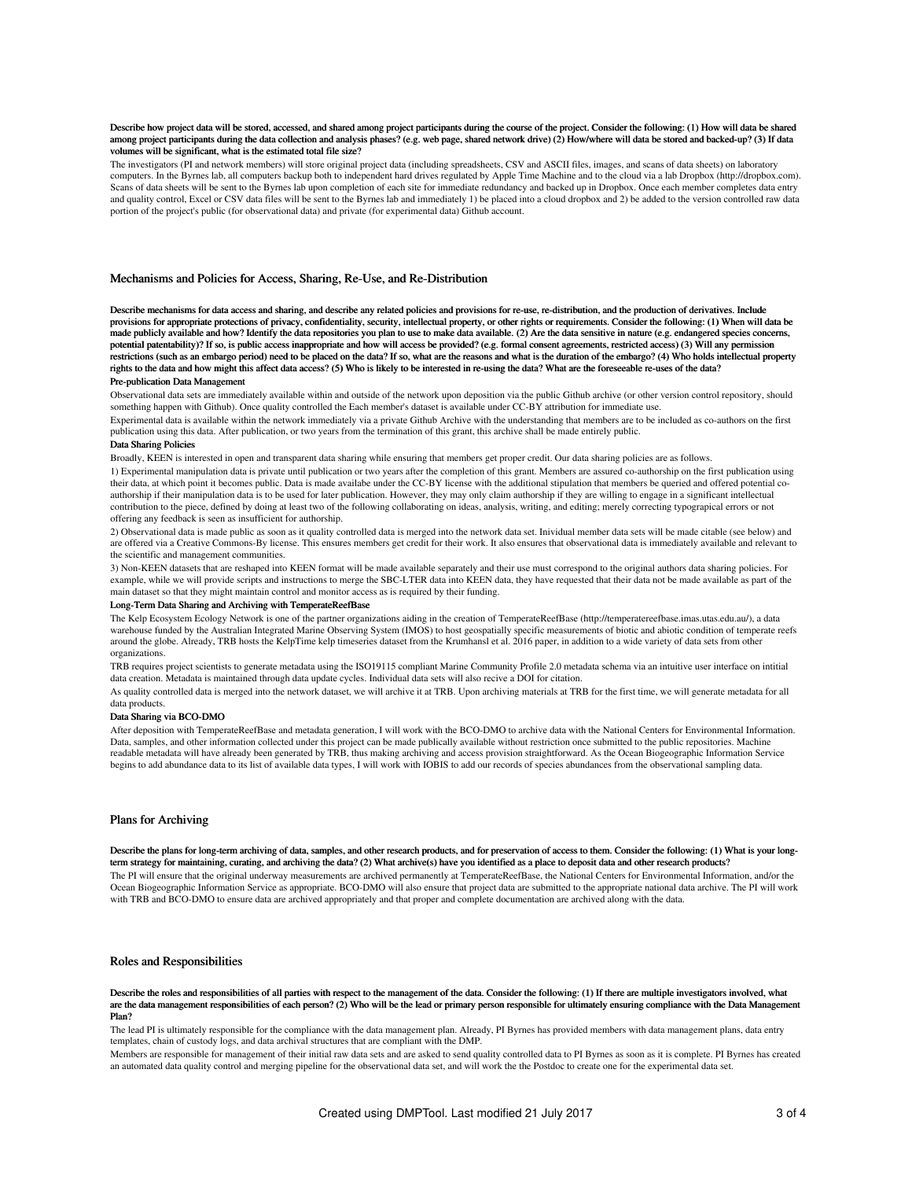**Describe how project data will be stored, accessed, and shared among project participants during the course of the project. Consider the following: (1) How will data be shared among project participants during the data collection and analysis phases? (e.g. web page, shared network drive) (2) How/where will data be stored and backed-up? (3) If data volumes will be significant, what is the estimated total file size?**

The investigators (PI and network members) will store original project data (including spreadsheets, CSV and ASCII files, images, and scans of data sheets) on laboratory computers. In the Byrnes lab, all computers backup both to independent hard drives regulated by Apple Time Machine and to the cloud via a lab Dropbox (http://dropbox.com). Scans of data sheets will be sent to the Byrnes lab upon completion of each site for immediate redundancy and backed up in Dropbox. Once each member completes data entry and quality control, Excel or CSV data files will be sent to the Byrnes lab and immediately 1) be placed into a cloud dropbox and 2) be added to the version controlled raw data portion of the project's public (for observational data) and private (for experimental data) Github account.

## Mechanisms and Policies for Access, Sharing, Re-Use, and Re-Distribution

**Describe mechanisms for data access and sharing, and describe any related policies and provisions for re-use, re-distribution, and the production of derivatives. Include provisions for appropriate protections of privacy, confidentiality, security, intellectual property, or other rights or requirements. Consider the following: (1) When will data be made publicly available and how? Identify the data repositories you plan to use to make data available. (2) Are the data sensitive in nature (e.g. endangered species concerns, potential patentability)? If so, is public access inappropriate and how will access be provided? (e.g. formal consent agreements, restricted access) (3) Will any permission restrictions (such as an embargo period) need to be placed on the data? If so, what are the reasons and what is the duration of the embargo? (4) Who holds intellectual property rights to the data and how might this affect data access? (5) Who is likely to be interested in re-using the data? What are the foreseeable re-uses of the data?**

**Pre-publication Data Management**

Observational data sets are immediately available within and outside of the network upon deposition via the public Github archive (or other version control repository, should something happen with Github). Once quality controlled the Each member's dataset is available under CC-BY attribution for immediate use.

Experimental data is available within the network immediately via a private Github Archive with the understanding that members are to be included as co-authors on the first publication using this data. After publication, or two years from the termination of this grant, this archive shall be made entirely public.

**Data Sharing Policies**

Broadly, KEEN is interested in open and transparent data sharing while ensuring that members get proper credit. Our data sharing policies are as follows.

1) Experimental manipulation data is private until publication or two years after the completion of this grant. Members are assured co-authorship on the first publication using their data, at which point it becomes public. Data is made availabe under the CC-BY license with the additional stipulation that members be queried and offered potential co-authorship if their manipulation data is to be used for later publication. However, they may only claim authorship if they are willing to engage in a significant intellectual contribution to the piece, defined by doing at least two of the following collaborating on ideas, analysis, writing, and editing; merely correcting typogrpaical errors or not offering any feedback is seen as insufficient for authorship.

2) Observational data is made public as soon as it quality controlled data is merged into the network data set. Inividual member data sets will be made citable (see below) and are offered via a Creative Commons-By license. This ensures members get credit for their work. It also ensures that observational data is immediately available and relevant to the scientific and management communities.

3) Non-KEEN datasets that are reshaped into KEEN format will be made available separately and their use must correspond to the original authors data sharing policies. For example, while we will provide scripts and instructions to merge the SBC-LTER data into KEEN data, they have requested that their data not be made available as part of the main dataset so that they might maintain control and monitor access as is required by their funding.

**Long-Term Data Sharing and Archiving with TemperateReefBase**

The Kelp Ecosystem Ecology Network is one of the partner organizations aiding in the creation of TemperateReefBase (http://temperatereefbase.imas.utas.edu.au/), a data warehouse funded by the Australian Integrated Marine Observing System (IMOS) to host geospatially specific measurements of biotic and abiotic condition of temperate reefs around the globe. Already, TRB hosts the KelpTime kelp timeseries dataset from the Krumhansl et al. 2016 paper, in addition to a wide variety of data sets from other organizations.

TRB requires project scientists to generate metadata using the ISO19115 compliant Marine Community Profile 2.0 metadata schema via an intuitive user interface on intitial data creation. Metadata is maintained through data update cycles. Individual data sets will also recive a DOI for citation.

As quality controlled data is merged into the network dataset, we will archive it at TRB. Upon archiving materials at TRB for the first time, we will generate metadata for all data products.

**Data Sharing via BCO-DMO**

After deposition with TemperateReefBase and metadata generation, I will work with the BCO-DMO to archive data with the National Centers for Environmental Information. Data, samples, and other information collected under this project can be made publically available without restriction once submitted to the public repositories. Machine readable metadata will have already been generated by TRB, thus making archiving and access provision straightforward. As the Ocean Biogeographic Information Service begins to add abundance data to its list of available data types, I will work with IOBIS to add our records of species abundances from the observational sampling data.

## Plans for Archiving

**Describe the plans for long-term archiving of data, samples, and other research products, and for preservation of access to them. Consider the following: (1) What is your long-term strategy for maintaining, curating, and archiving the data? (2) What archive(s) have you identified as a place to deposit data and other research products?**

The PI will ensure that the original underway measurements are archived permanently at TemperateReefBase, the National Centers for Environmental Information, and/or the Ocean Biogeographic Information Service as appropriate. BCO-DMO will also ensure that project data are submitted to the appropriate national data archive. The PI will work with TRB and BCO-DMO to ensure data are archived appropriately and that proper and complete documentation are archived along with the data.

## Roles and Responsibilities

**Describe the roles and responsibilities of all parties with respect to the management of the data. Consider the following: (1) If there are multiple investigators involved, what are the data management responsibilities of each person? (2) Who will be the lead or primary person responsible for ultimately ensuring compliance with the Data Management Plan?**

The lead PI is ultimately responsible for the compliance with the data management plan. Already, PI Byrnes has provided members with data management plans, data entry templates, chain of custody logs, and data archival structures that are compliant with the DMP.

Members are responsible for management of their initial raw data sets and are asked to send quality controlled data to PI Byrnes as soon as it is complete. PI Byrnes has created an automated data quality control and merging pipeline for the observational data set, and will work the the Postdoc to create one for the experimental data set.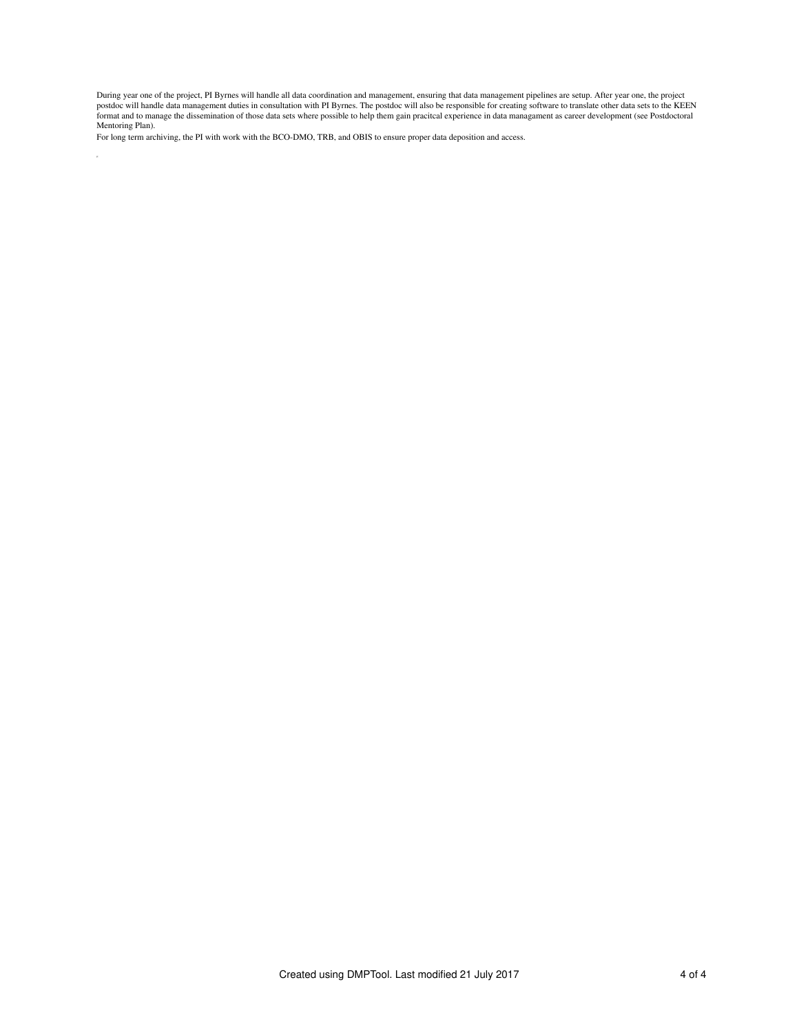During year one of the project, PI Byrnes will handle all data coordination and management, ensuring that data management pipelines are setup. After year one, the project postdoc will handle data management duties in consultation with PI Byrnes. The postdoc will also be responsible for creating software to translate other data sets to the KEEN format and to manage the dissemination of those data sets where possible to help them gain pracitcal experience in data managament as career development (see Postdoctoral Mentoring Plan).

For long term archiving, the PI with work with the BCO-DMO, TRB, and OBIS to ensure proper data deposition and access.